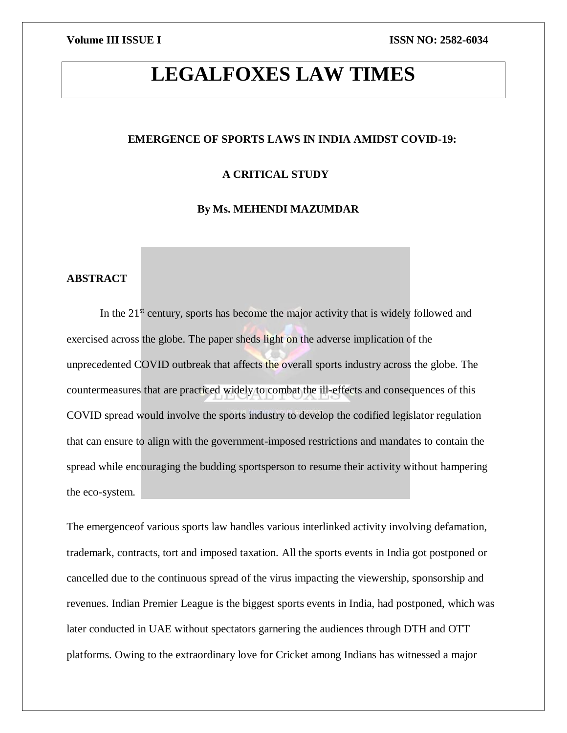# EMERGENCE OF SPORTS LAWS IN INDIA AMIDST COVID-19: A CRITICAL STUDY

**By Ms. MEHENDI MAZUMDAR**

## ABSTRACT

In the 21st century, sports has become the major activity that is widely followed and exercised across the globe. The paper sheds light on the adverse implication of the unprecedented COVID outbreak that affects the overall sports industry across the globe. The countermeasures that are practiced widely to combat the ill-effects and consequences of this COVID spread would involve the sports industry to develop the codified legislator regulation that can ensure to align with the government-imposed restrictions and mandates to contain the spread while encouraging the budding sportsperson to resume their activity without hampering the eco-system.

The emergenceof various sports law handles various interlinked activity involving defamation, trademark, contracts, tort and imposed taxation. All the sports events in India got postponed or cancelled due to the continuous spread of the virus impacting the viewership, sponsorship and revenues. Indian Premier League is the biggest sports events in India, had postponed, which was later conducted in UAE without spectators garnering the audiences through DTH and OTT platforms. Owing to the extraordinary love for Cricket among Indians has witnessed a major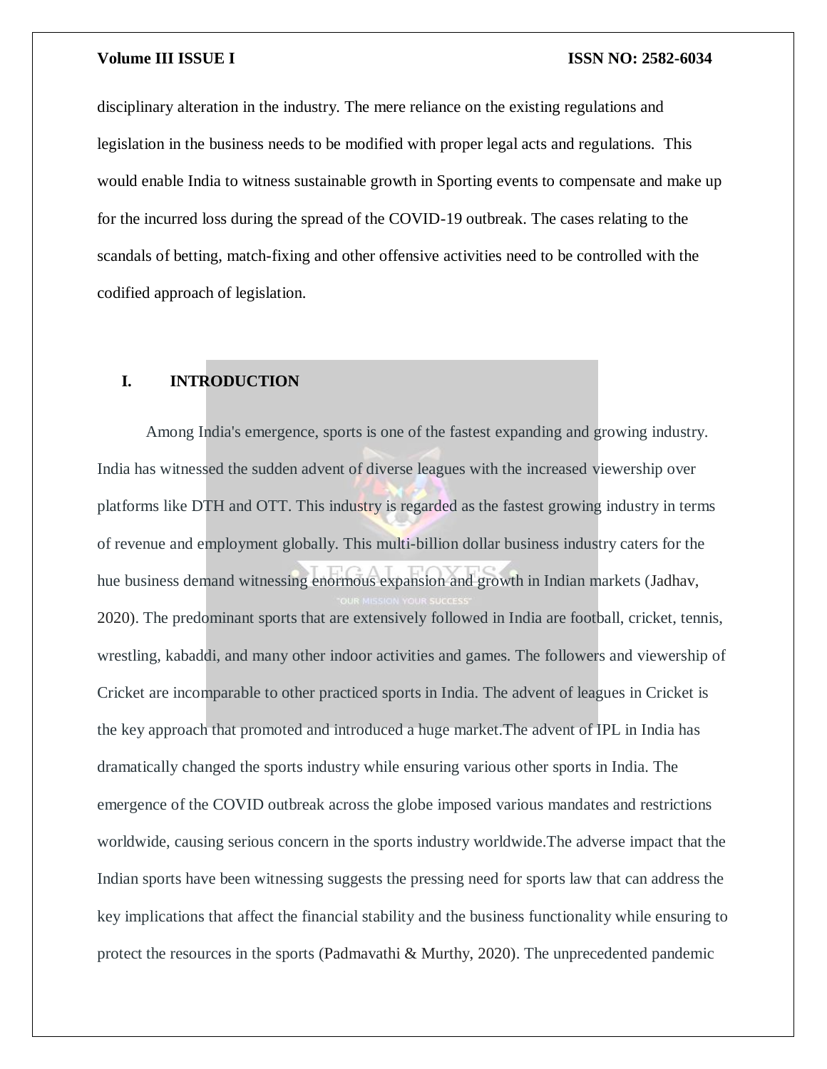disciplinary alteration in the industry. The mere reliance on the existing regulations and legislation in the business needs to be modified with proper legal acts and regulations. This would enable India to witness sustainable growth in Sporting events to compensate and make up for the incurred loss during the spread of the COVID-19 outbreak. The cases relating to the scandals of betting, match-fixing and other offensive activities need to be controlled with the codified approach of legislation.

## I. INTRODUCTION

Among India's emergence, sports is one of the fastest expanding and growing industry. India has witnessed the sudden advent of diverse leagues with the increased viewership over platforms like DTH and OTT. This industry is regarded as the fastest growing industry in terms of revenue and employment globally. This multi-billion dollar business industry caters for the hue business demand witnessing enormous expansion and growth in Indian markets (Jadhav, 2020). The predominant sports that are extensively followed in India are football, cricket, tennis, wrestling, kabaddi, and many other indoor activities and games. The followers and viewership of Cricket are incomparable to other practiced sports in India. The advent of leagues in Cricket is the key approach that promoted and introduced a huge market.The advent of IPL in India has dramatically changed the sports industry while ensuring various other sports in India. The emergence of the COVID outbreak across the globe imposed various mandates and restrictions worldwide, causing serious concern in the sports industry worldwide.The adverse impact that the Indian sports have been witnessing suggests the pressing need for sports law that can address the key implications that affect the financial stability and the business functionality while ensuring to protect the resources in the sports (Padmavathi & Murthy, 2020). The unprecedented pandemic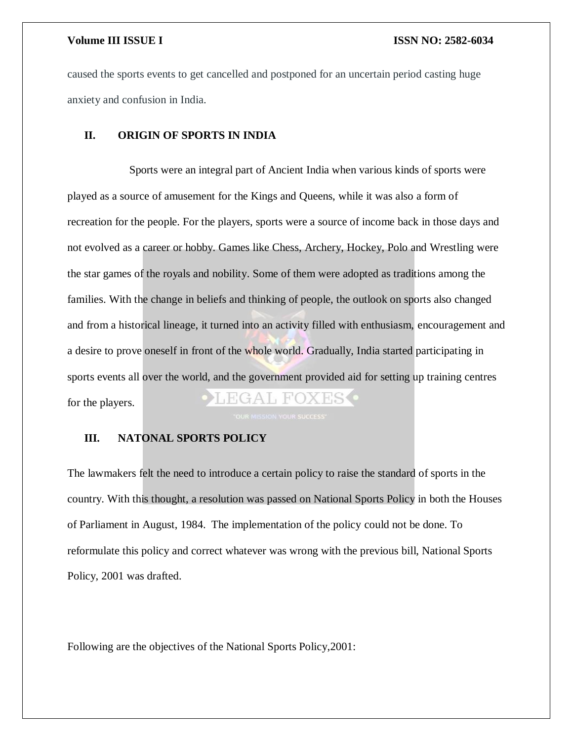caused the sports events to get cancelled and postponed for an uncertain period casting huge anxiety and confusion in India.

## II. ORIGIN OF SPORTS IN INDIA

Sports were an integral part of Ancient India when various kinds of sports were played as a source of amusement for the Kings and Queens, while it was also a form of recreation for the people. For the players, sports were a source of income back in those days and not evolved as a career or hobby. Games like Chess, Archery, Hockey, Polo and Wrestling were the star games of the royals and nobility. Some of them were adopted as traditions among the families. With the change in beliefs and thinking of people, the outlook on sports also changed and from a historical lineage, it turned into an activity filled with enthusiasm, encouragement and a desire to prove oneself in front of the whole world. Gradually, India started participating in sports events all over the world, and the government provided aid for setting up training centres for the players.

## III. NATONAL SPORTS POLICY

The lawmakers felt the need to introduce a certain policy to raise the standard of sports in the country. With this thought, a resolution was passed on National Sports Policy in both the Houses of Parliament in August, 1984. The implementation of the policy could not be done. To reformulate this policy and correct whatever was wrong with the previous bill, National Sports Policy, 2001 was drafted.

Following are the objectives of the National Sports Policy,2001: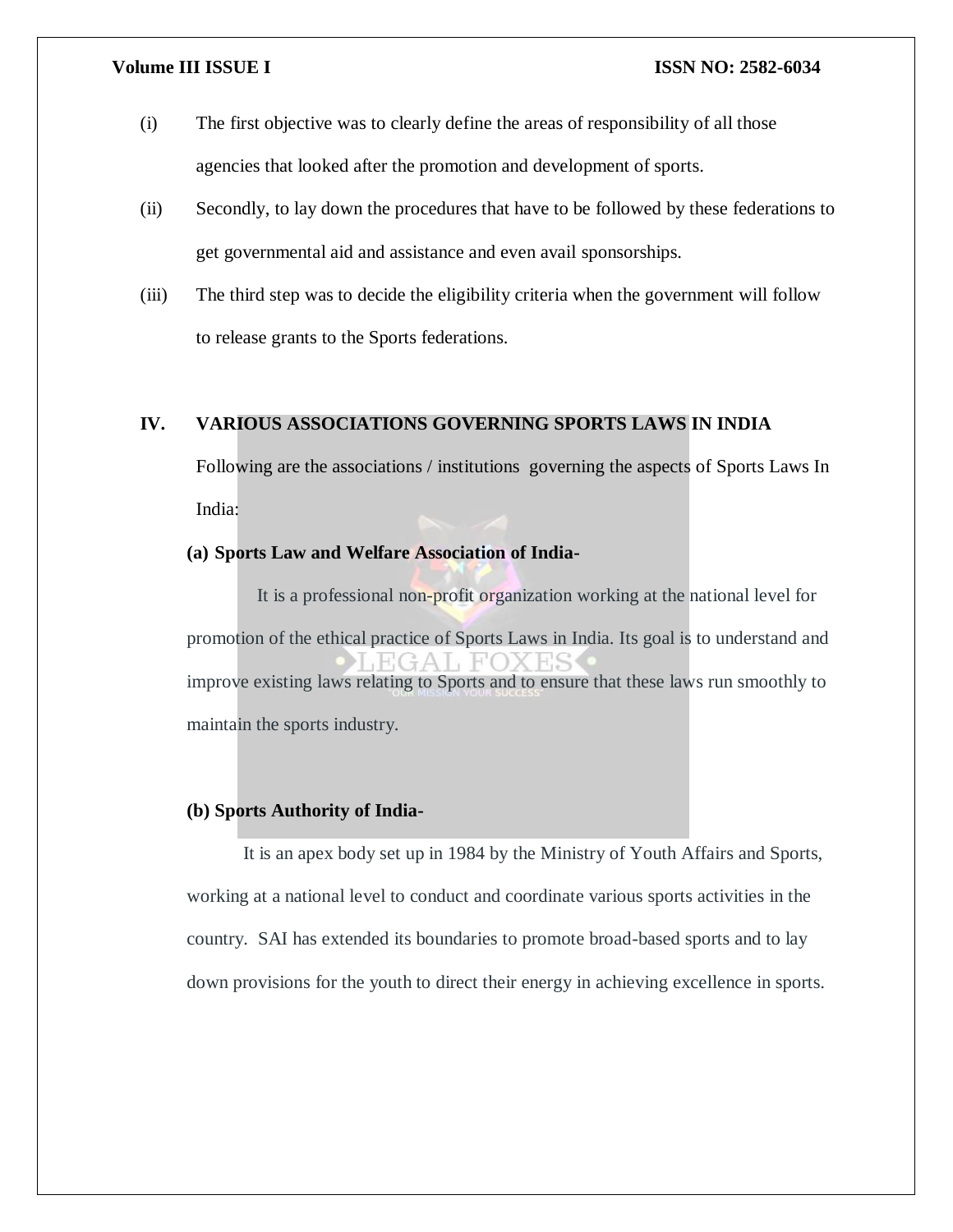(i) The first objective was to clearly define the areas of responsibility of all those agencies that looked after the promotion and development of sports.

(ii) Secondly, to lay down the procedures that have to be followed by these federations to get governmental aid and assistance and even avail sponsorships.

(iii) The third step was to decide the eligibility criteria when the government will follow to release grants to the Sports federations.

## IV. VARIOUS ASSOCIATIONS GOVERNING SPORTS LAWS IN INDIA

Following are the associations / institutions governing the aspects of Sports Laws In India:

**(a) Sports Law and Welfare Association of India-**

It is a professional non-profit organization working at the national level for promotion of the ethical practice of Sports Laws in India. Its goal is to understand and improve existing laws relating to Sports and to ensure that these laws run smoothly to maintain the sports industry.

**(b) Sports Authority of India-**

It is an apex body set up in 1984 by the Ministry of Youth Affairs and Sports, working at a national level to conduct and coordinate various sports activities in the country. SAI has extended its boundaries to promote broad-based sports and to lay down provisions for the youth to direct their energy in achieving excellence in sports.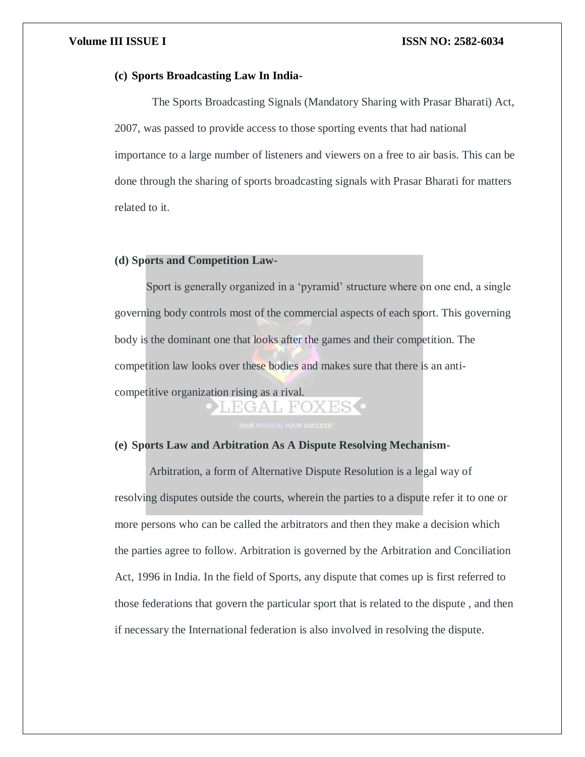### (c) Sports Broadcasting Law In India-

The Sports Broadcasting Signals (Mandatory Sharing with Prasar Bharati) Act, 2007, was passed to provide access to those sporting events that had national importance to a large number of listeners and viewers on a free to air basis. This can be done through the sharing of sports broadcasting signals with Prasar Bharati for matters related to it.

### (d) Sports and Competition Law-

Sport is generally organized in a 'pyramid' structure where on one end, a single governing body controls most of the commercial aspects of each sport. This governing body is the dominant one that looks after the games and their competition. The competition law looks over these bodies and makes sure that there is an anti-competitive organization rising as a rival.

### (e) Sports Law and Arbitration As A Dispute Resolving Mechanism-

Arbitration, a form of Alternative Dispute Resolution is a legal way of resolving disputes outside the courts, wherein the parties to a dispute refer it to one or more persons who can be called the arbitrators and then they make a decision which the parties agree to follow. Arbitration is governed by the Arbitration and Conciliation Act, 1996 in India. In the field of Sports, any dispute that comes up is first referred to those federations that govern the particular sport that is related to the dispute , and then if necessary the International federation is also involved in resolving the dispute.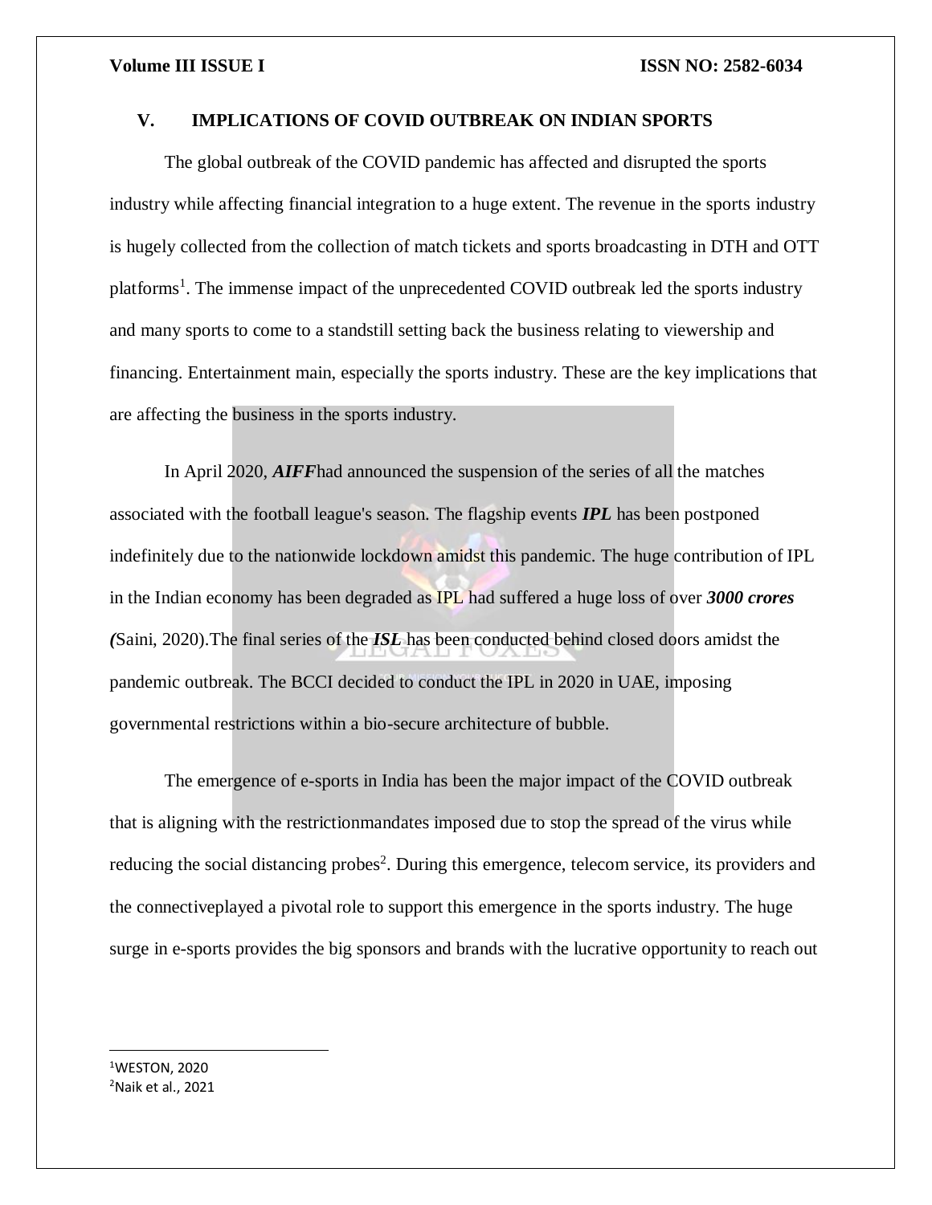## V. IMPLICATIONS OF COVID OUTBREAK ON INDIAN SPORTS

The global outbreak of the COVID pandemic has affected and disrupted the sports industry while affecting financial integration to a huge extent. The revenue in the sports industry is hugely collected from the collection of match tickets and sports broadcasting in DTH and OTT platforms[1]. The immense impact of the unprecedented COVID outbreak led the sports industry and many sports to come to a standstill setting back the business relating to viewership and financing. Entertainment main, especially the sports industry. These are the key implications that are affecting the business in the sports industry.

In April 2020, ***AIFF***had announced the suspension of the series of all the matches associated with the football league's season. The flagship events ***IPL*** has been postponed indefinitely due to the nationwide lockdown amidst this pandemic. The huge contribution of IPL in the Indian economy has been degraded as IPL had suffered a huge loss of over ***3000 crores (***Saini, 2020).The final series of the ***ISL*** has been conducted behind closed doors amidst the pandemic outbreak. The BCCI decided to conduct the IPL in 2020 in UAE, imposing governmental restrictions within a bio-secure architecture of bubble.

The emergence of e-sports in India has been the major impact of the COVID outbreak that is aligning with the restrictionmandates imposed due to stop the spread of the virus while reducing the social distancing probes[2]. During this emergence, telecom service, its providers and the connectiveplayed a pivotal role to support this emergence in the sports industry. The huge surge in e-sports provides the big sponsors and brands with the lucrative opportunity to reach out

[1]WESTON, 2020

[2]Naik et al., 2021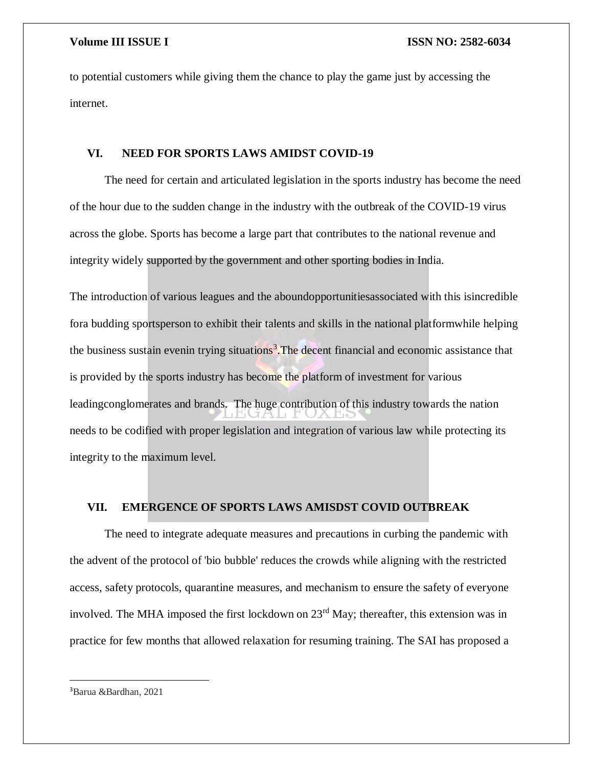to potential customers while giving them the chance to play the game just by accessing the internet.

## VI. NEED FOR SPORTS LAWS AMIDST COVID-19

The need for certain and articulated legislation in the sports industry has become the need of the hour due to the sudden change in the industry with the outbreak of the COVID-19 virus across the globe. Sports has become a large part that contributes to the national revenue and integrity widely supported by the government and other sporting bodies in India.

The introduction of various leagues and the aboundopportunitiesassociated with this isincredible fora budding sportsperson to exhibit their talents and skills in the national platformwhile helping the business sustain evenin trying situations[3].The decent financial and economic assistance that is provided by the sports industry has become the platform of investment for various leadingconglomerates and brands. The huge contribution of this industry towards the nation needs to be codified with proper legislation and integration of various law while protecting its integrity to the maximum level.

## VII. EMERGENCE OF SPORTS LAWS AMISDST COVID OUTBREAK

The need to integrate adequate measures and precautions in curbing the pandemic with the advent of the protocol of 'bio bubble' reduces the crowds while aligning with the restricted access, safety protocols, quarantine measures, and mechanism to ensure the safety of everyone involved. The MHA imposed the first lockdown on 23rd May; thereafter, this extension was in practice for few months that allowed relaxation for resuming training. The SAI has proposed a

---

[3] Barua &Bardhan, 2021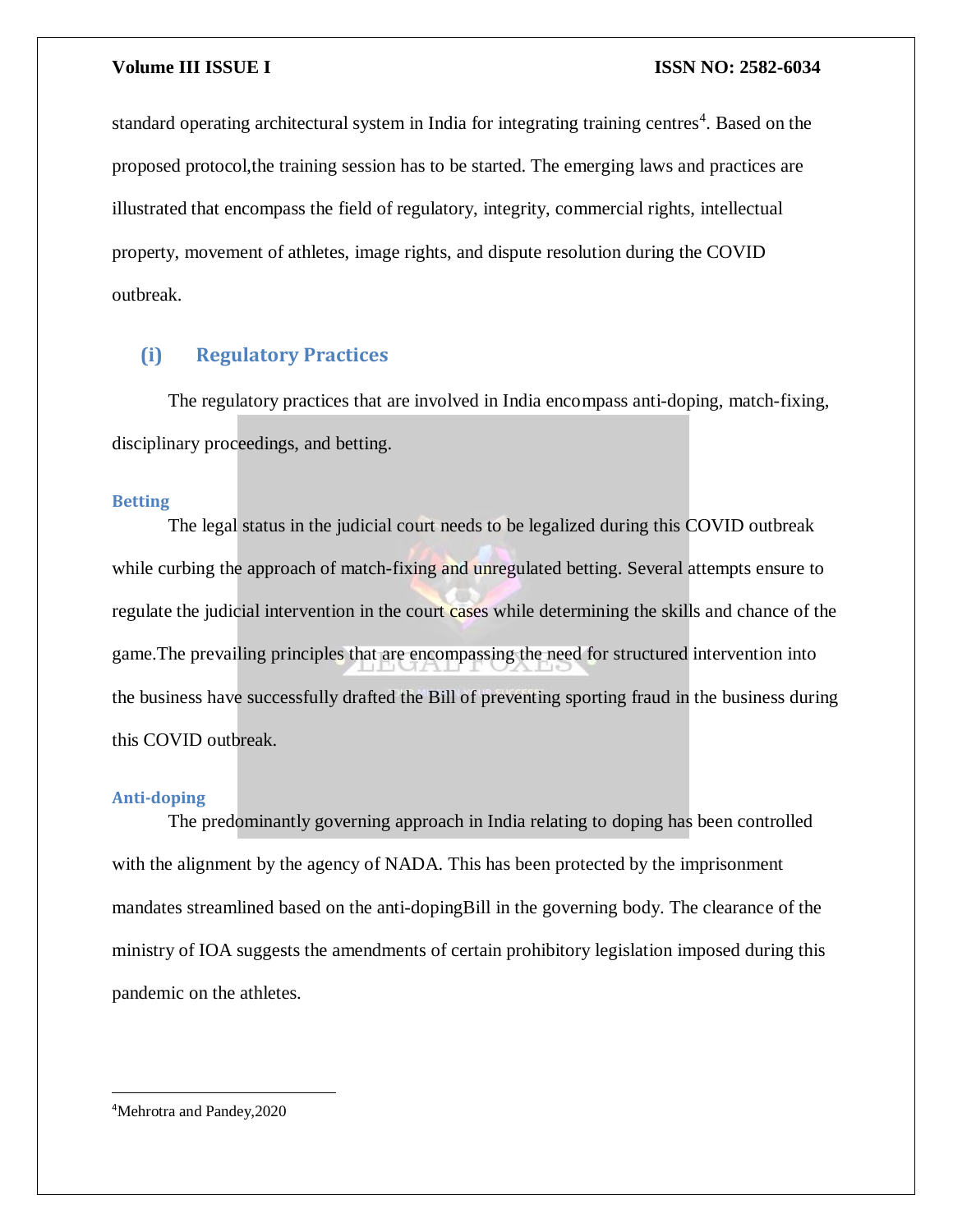standard operating architectural system in India for integrating training centres[4]. Based on the proposed protocol,the training session has to be started. The emerging laws and practices are illustrated that encompass the field of regulatory, integrity, commercial rights, intellectual property, movement of athletes, image rights, and dispute resolution during the COVID outbreak.

## (i) Regulatory Practices

The regulatory practices that are involved in India encompass anti-doping, match-fixing, disciplinary proceedings, and betting.

### Betting

The legal status in the judicial court needs to be legalized during this COVID outbreak while curbing the approach of match-fixing and unregulated betting. Several attempts ensure to regulate the judicial intervention in the court cases while determining the skills and chance of the game.The prevailing principles that are encompassing the need for structured intervention into the business have successfully drafted the Bill of preventing sporting fraud in the business during this COVID outbreak.

### Anti-doping

The predominantly governing approach in India relating to doping has been controlled with the alignment by the agency of NADA. This has been protected by the imprisonment mandates streamlined based on the anti-dopingBill in the governing body. The clearance of the ministry of IOA suggests the amendments of certain prohibitory legislation imposed during this pandemic on the athletes.

---

[4]Mehrotra and Pandey,2020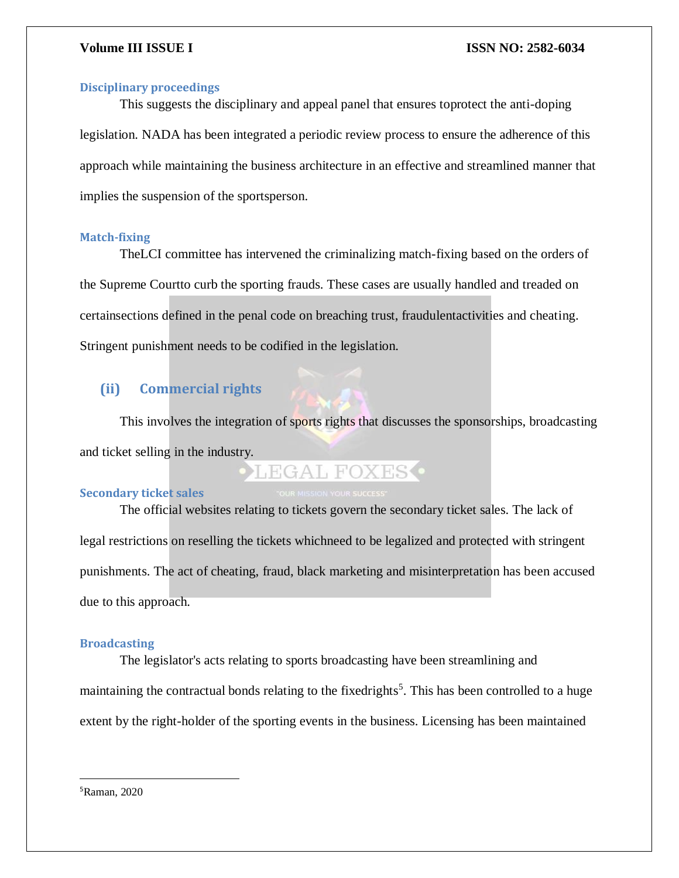### Disciplinary proceedings

This suggests the disciplinary and appeal panel that ensures toprotect the anti-doping legislation. NADA has been integrated a periodic review process to ensure the adherence of this approach while maintaining the business architecture in an effective and streamlined manner that implies the suspension of the sportsperson.

### Match-fixing

TheLCI committee has intervened the criminalizing match-fixing based on the orders of the Supreme Courtto curb the sporting frauds. These cases are usually handled and treaded on certainsections defined in the penal code on breaching trust, fraudulentactivities and cheating. Stringent punishment needs to be codified in the legislation.

## (ii) Commercial rights

This involves the integration of sports rights that discusses the sponsorships, broadcasting and ticket selling in the industry.

### Secondary ticket sales

The official websites relating to tickets govern the secondary ticket sales. The lack of legal restrictions on reselling the tickets whichneed to be legalized and protected with stringent punishments. The act of cheating, fraud, black marketing and misinterpretation has been accused due to this approach.

### Broadcasting

The legislator's acts relating to sports broadcasting have been streamlining and maintaining the contractual bonds relating to the fixedrights[5]. This has been controlled to a huge extent by the right-holder of the sporting events in the business. Licensing has been maintained

---

[5] Raman, 2020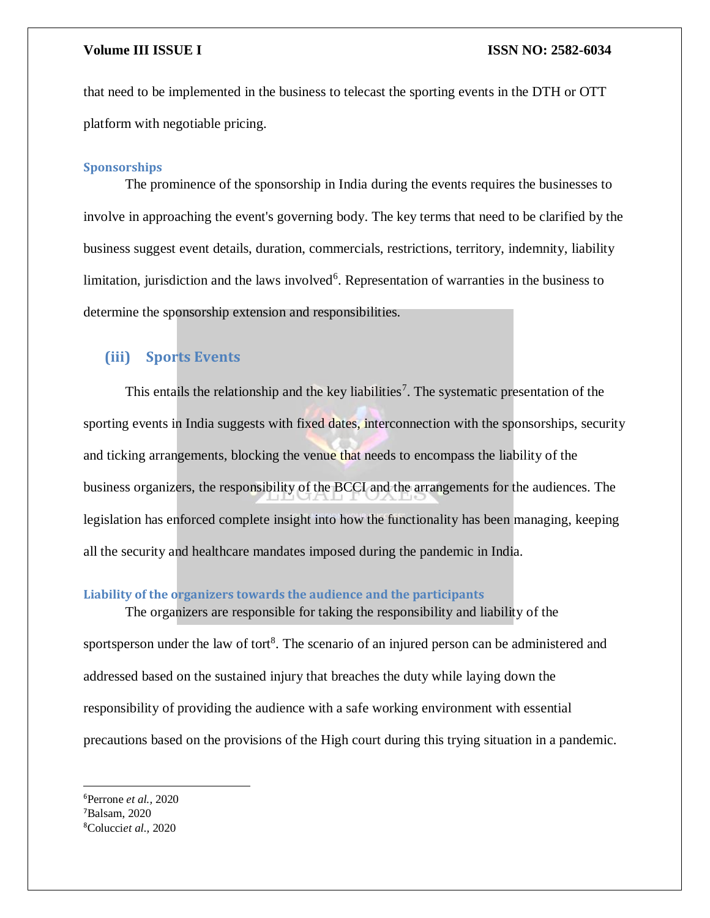that need to be implemented in the business to telecast the sporting events in the DTH or OTT platform with negotiable pricing.

#### Sponsorships

The prominence of the sponsorship in India during the events requires the businesses to involve in approaching the event's governing body. The key terms that need to be clarified by the business suggest event details, duration, commercials, restrictions, territory, indemnity, liability limitation, jurisdiction and the laws involved[6]. Representation of warranties in the business to determine the sponsorship extension and responsibilities.

### (iii) Sports Events

This entails the relationship and the key liabilities[7]. The systematic presentation of the sporting events in India suggests with fixed dates, interconnection with the sponsorships, security and ticking arrangements, blocking the venue that needs to encompass the liability of the business organizers, the responsibility of the BCCI and the arrangements for the audiences. The legislation has enforced complete insight into how the functionality has been managing, keeping all the security and healthcare mandates imposed during the pandemic in India.

#### Liability of the organizers towards the audience and the participants

The organizers are responsible for taking the responsibility and liability of the sportsperson under the law of tort[8]. The scenario of an injured person can be administered and addressed based on the sustained injury that breaches the duty while laying down the responsibility of providing the audience with a safe working environment with essential precautions based on the provisions of the High court during this trying situation in a pandemic.

---

[6]Perrone *et al.,* 2020
[7]Balsam, 2020
[8]Colucci*et al.,* 2020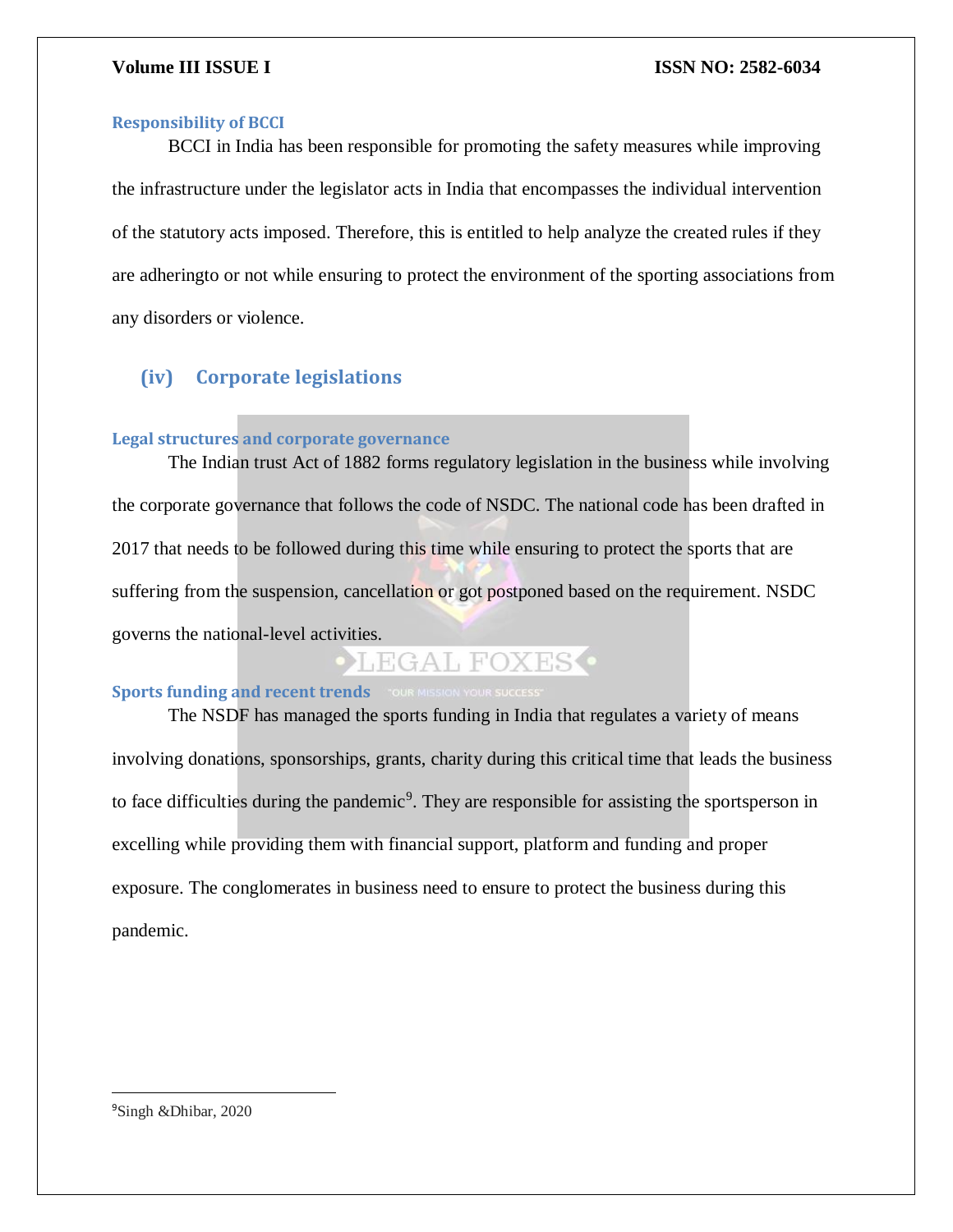### Responsibility of BCCI

BCCI in India has been responsible for promoting the safety measures while improving the infrastructure under the legislator acts in India that encompasses the individual intervention of the statutory acts imposed. Therefore, this is entitled to help analyze the created rules if they are adheringto or not while ensuring to protect the environment of the sporting associations from any disorders or violence.

## (iv) Corporate legislations

### Legal structures and corporate governance

The Indian trust Act of 1882 forms regulatory legislation in the business while involving the corporate governance that follows the code of NSDC. The national code has been drafted in 2017 that needs to be followed during this time while ensuring to protect the sports that are suffering from the suspension, cancellation or got postponed based on the requirement. NSDC governs the national-level activities.

### Sports funding and recent trends

The NSDF has managed the sports funding in India that regulates a variety of means involving donations, sponsorships, grants, charity during this critical time that leads the business to face difficulties during the pandemic[9]. They are responsible for assisting the sportsperson in excelling while providing them with financial support, platform and funding and proper exposure. The conglomerates in business need to ensure to protect the business during this pandemic.

---

[9] Singh &Dhibar, 2020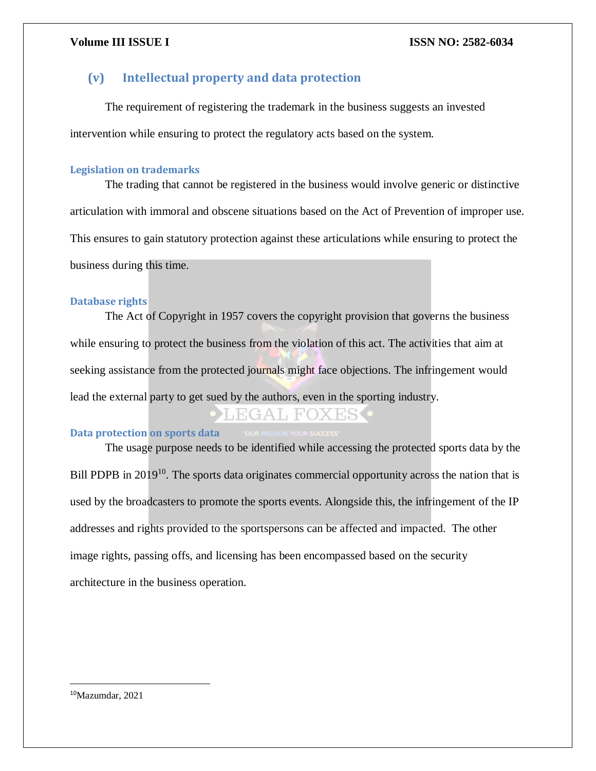## (v) Intellectual property and data protection

The requirement of registering the trademark in the business suggests an invested intervention while ensuring to protect the regulatory acts based on the system.

### Legislation on trademarks

The trading that cannot be registered in the business would involve generic or distinctive articulation with immoral and obscene situations based on the Act of Prevention of improper use. This ensures to gain statutory protection against these articulations while ensuring to protect the business during this time.

### Database rights

The Act of Copyright in 1957 covers the copyright provision that governs the business while ensuring to protect the business from the violation of this act. The activities that aim at seeking assistance from the protected journals might face objections. The infringement would lead the external party to get sued by the authors, even in the sporting industry.

### Data protection on sports data

The usage purpose needs to be identified while accessing the protected sports data by the Bill PDPB in 2019[10]. The sports data originates commercial opportunity across the nation that is used by the broadcasters to promote the sports events. Alongside this, the infringement of the IP addresses and rights provided to the sportspersons can be affected and impacted. The other image rights, passing offs, and licensing has been encompassed based on the security architecture in the business operation.

---

[10] Mazumdar, 2021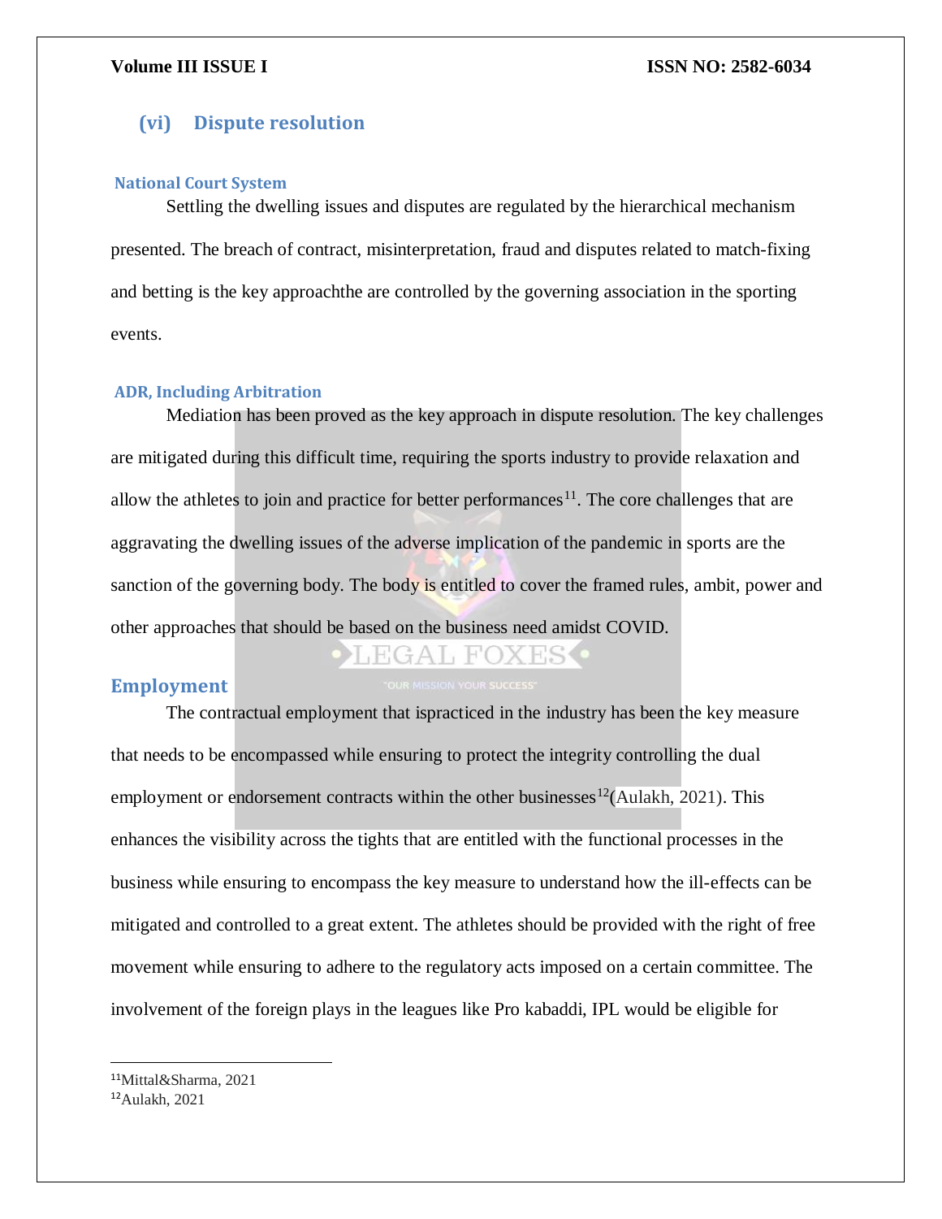### (vi) Dispute resolution

#### National Court System

Settling the dwelling issues and disputes are regulated by the hierarchical mechanism presented. The breach of contract, misinterpretation, fraud and disputes related to match-fixing and betting is the key approachthe are controlled by the governing association in the sporting events.

#### ADR, Including Arbitration

Mediation has been proved as the key approach in dispute resolution. The key challenges are mitigated during this difficult time, requiring the sports industry to provide relaxation and allow the athletes to join and practice for better performances[11]. The core challenges that are aggravating the dwelling issues of the adverse implication of the pandemic in sports are the sanction of the governing body. The body is entitled to cover the framed rules, ambit, power and other approaches that should be based on the business need amidst COVID.

## Employment

The contractual employment that ispracticed in the industry has been the key measure that needs to be encompassed while ensuring to protect the integrity controlling the dual employment or endorsement contracts within the other businesses[12](Aulakh, 2021). This enhances the visibility across the tights that are entitled with the functional processes in the business while ensuring to encompass the key measure to understand how the ill-effects can be mitigated and controlled to a great extent. The athletes should be provided with the right of free movement while ensuring to adhere to the regulatory acts imposed on a certain committee. The involvement of the foreign plays in the leagues like Pro kabaddi, IPL would be eligible for

---

[11] Mittal&Sharma, 2021

[12] Aulakh, 2021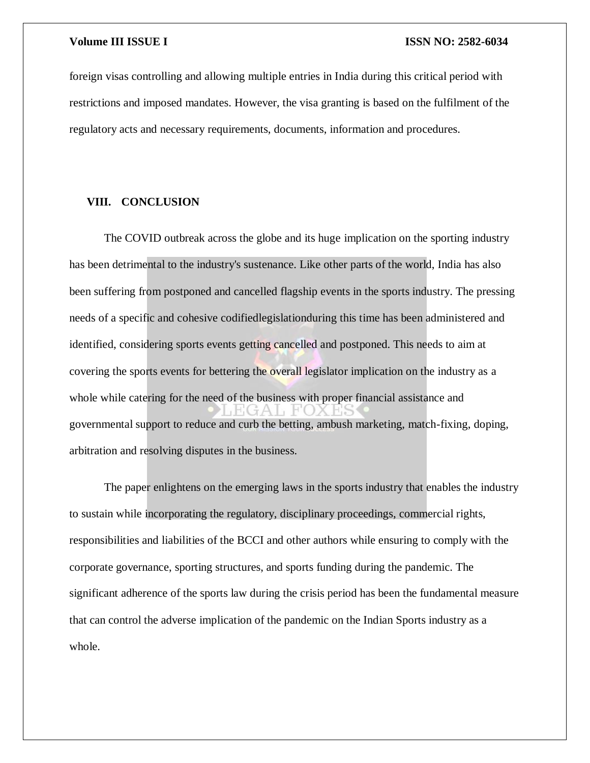foreign visas controlling and allowing multiple entries in India during this critical period with restrictions and imposed mandates. However, the visa granting is based on the fulfilment of the regulatory acts and necessary requirements, documents, information and procedures.

## VIII. CONCLUSION

The COVID outbreak across the globe and its huge implication on the sporting industry has been detrimental to the industry's sustenance. Like other parts of the world, India has also been suffering from postponed and cancelled flagship events in the sports industry. The pressing needs of a specific and cohesive codifiedlegislationduring this time has been administered and identified, considering sports events getting cancelled and postponed. This needs to aim at covering the sports events for bettering the overall legislator implication on the industry as a whole while catering for the need of the business with proper financial assistance and governmental support to reduce and curb the betting, ambush marketing, match-fixing, doping, arbitration and resolving disputes in the business.

The paper enlightens on the emerging laws in the sports industry that enables the industry to sustain while incorporating the regulatory, disciplinary proceedings, commercial rights, responsibilities and liabilities of the BCCI and other authors while ensuring to comply with the corporate governance, sporting structures, and sports funding during the pandemic. The significant adherence of the sports law during the crisis period has been the fundamental measure that can control the adverse implication of the pandemic on the Indian Sports industry as a whole.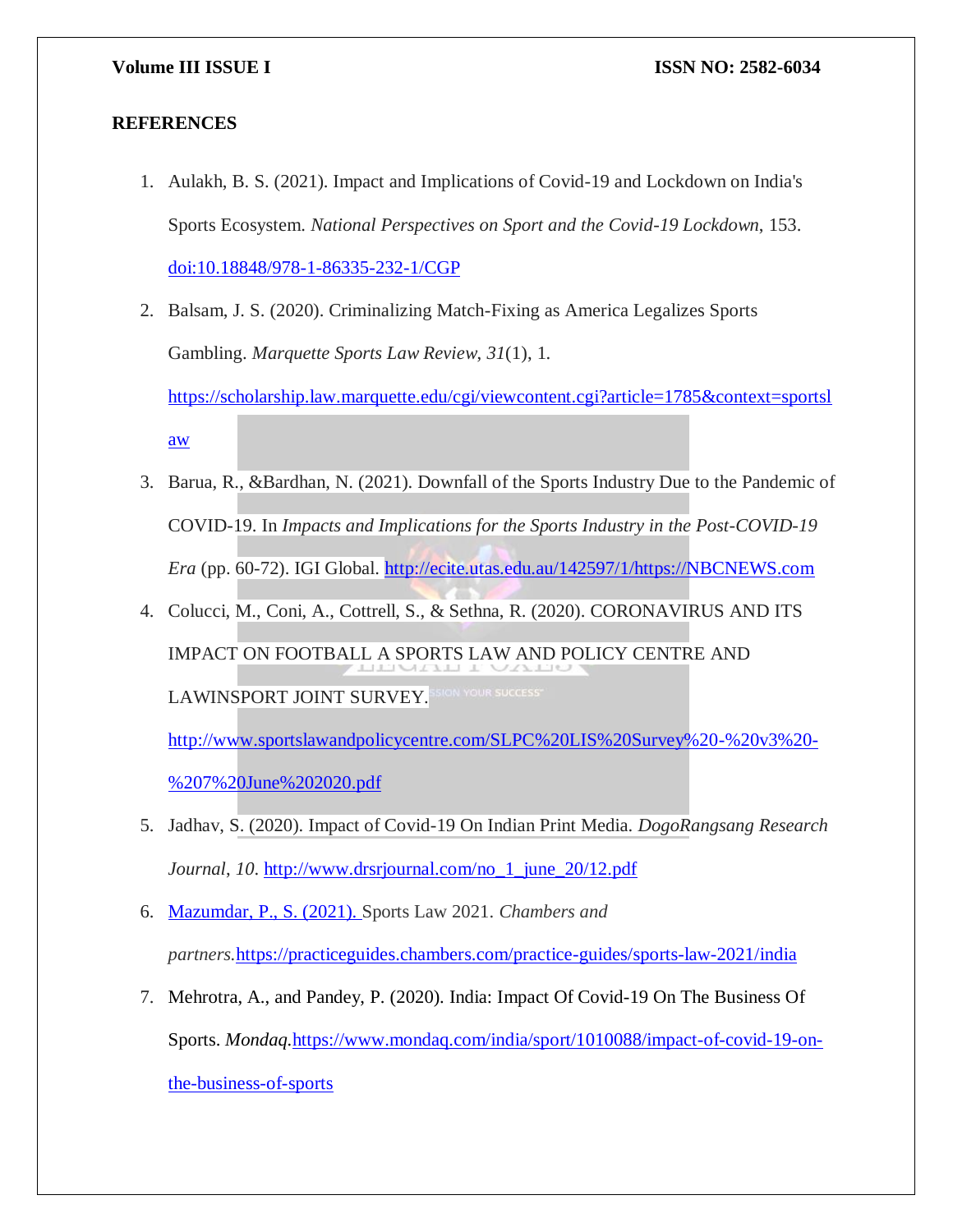## REFERENCES

1. Aulakh, B. S. (2021). Impact and Implications of Covid-19 and Lockdown on India's Sports Ecosystem. *National Perspectives on Sport and the Covid-19 Lockdown*, 153. doi:10.18848/978-1-86335-232-1/CGP
2. Balsam, J. S. (2020). Criminalizing Match-Fixing as America Legalizes Sports Gambling. *Marquette Sports Law Review*, *31*(1), 1. https://scholarship.law.marquette.edu/cgi/viewcontent.cgi?article=1785&context=sportslaw
3. Barua, R., &Bardhan, N. (2021). Downfall of the Sports Industry Due to the Pandemic of COVID-19. In *Impacts and Implications for the Sports Industry in the Post-COVID-19 Era* (pp. 60-72). IGI Global. http://ecite.utas.edu.au/142597/1/https://NBCNEWS.com
4. Colucci, M., Coni, A., Cottrell, S., & Sethna, R. (2020). CORONAVIRUS AND ITS IMPACT ON FOOTBALL A SPORTS LAW AND POLICY CENTRE AND LAWINSPORT JOINT SURVEY. http://www.sportslawandpolicycentre.com/SLPC%20LIS%20Survey%20-%20v3%20-%207%20June%202020.pdf
5. Jadhav, S. (2020). Impact of Covid-19 On Indian Print Media. *DogoRangsang Research Journal*, *10*. http://www.drsrjournal.com/no_1_june_20/12.pdf
6. Mazumdar, P., S. (2021). Sports Law 2021. *Chambers and partners.*https://practiceguides.chambers.com/practice-guides/sports-law-2021/india
7. Mehrotra, A., and Pandey, P. (2020). India: Impact Of Covid-19 On The Business Of Sports. *Mondaq.*https://www.mondaq.com/india/sport/1010088/impact-of-covid-19-on-the-business-of-sports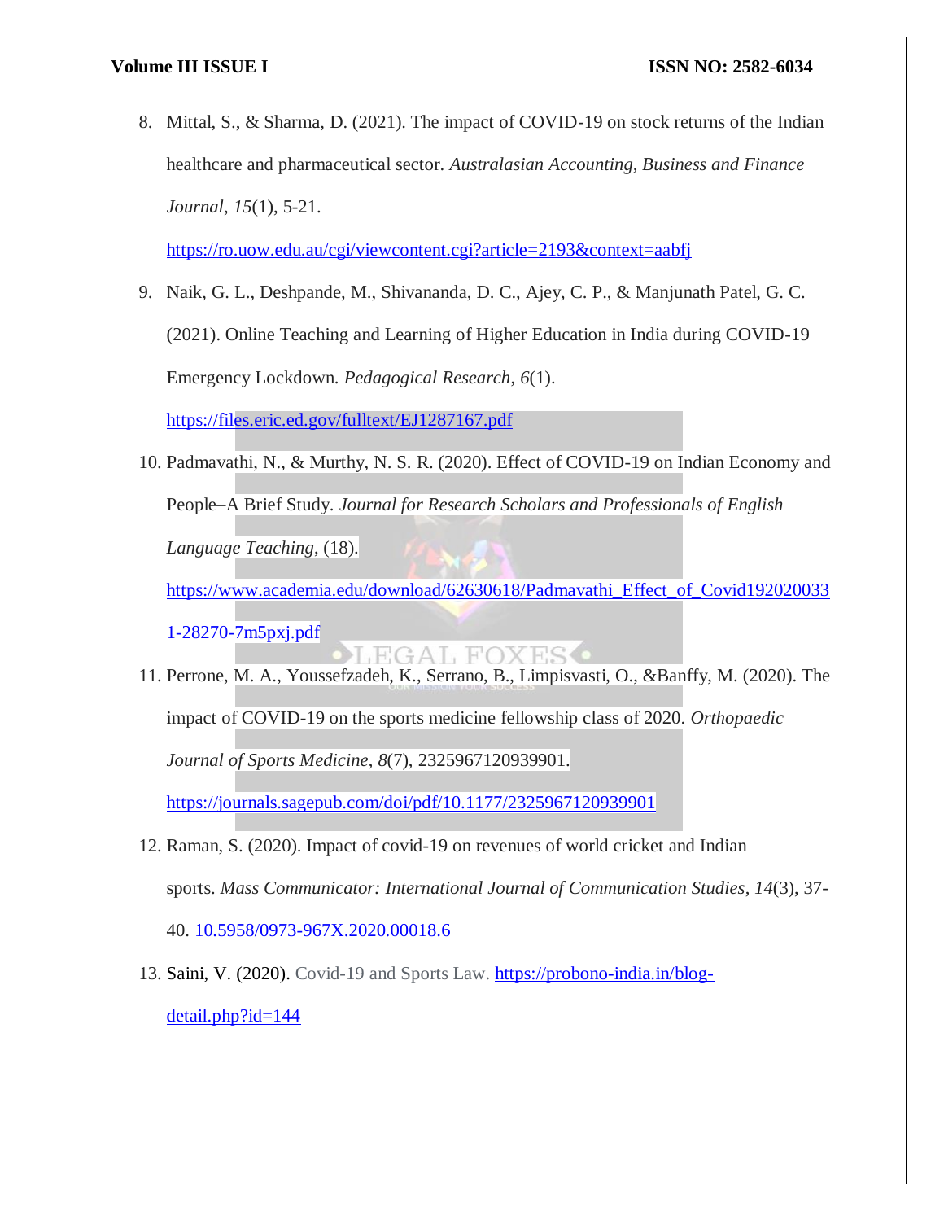8. Mittal, S., & Sharma, D. (2021). The impact of COVID-19 on stock returns of the Indian healthcare and pharmaceutical sector. *Australasian Accounting, Business and Finance Journal*, *15*(1), 5-21. https://ro.uow.edu.au/cgi/viewcontent.cgi?article=2193&context=aabfj

9. Naik, G. L., Deshpande, M., Shivananda, D. C., Ajey, C. P., & Manjunath Patel, G. C. (2021). Online Teaching and Learning of Higher Education in India during COVID-19 Emergency Lockdown. *Pedagogical Research*, *6*(1). https://files.eric.ed.gov/fulltext/EJ1287167.pdf

10. Padmavathi, N., & Murthy, N. S. R. (2020). Effect of COVID-19 on Indian Economy and People–A Brief Study. *Journal for Research Scholars and Professionals of English Language Teaching*, (18). https://www.academia.edu/download/62630618/Padmavathi_Effect_of_Covid192020033 1-28270-7m5pxj.pdf

11. Perrone, M. A., Youssefzadeh, K., Serrano, B., Limpisvasti, O., &Banffy, M. (2020). The impact of COVID-19 on the sports medicine fellowship class of 2020. *Orthopaedic Journal of Sports Medicine*, *8*(7), 2325967120939901. https://journals.sagepub.com/doi/pdf/10.1177/2325967120939901

12. Raman, S. (2020). Impact of covid-19 on revenues of world cricket and Indian sports. *Mass Communicator: International Journal of Communication Studies*, *14*(3), 37-40. 10.5958/0973-967X.2020.00018.6

13. Saini, V. (2020). Covid-19 and Sports Law. https://probono-india.in/blog-detail.php?id=144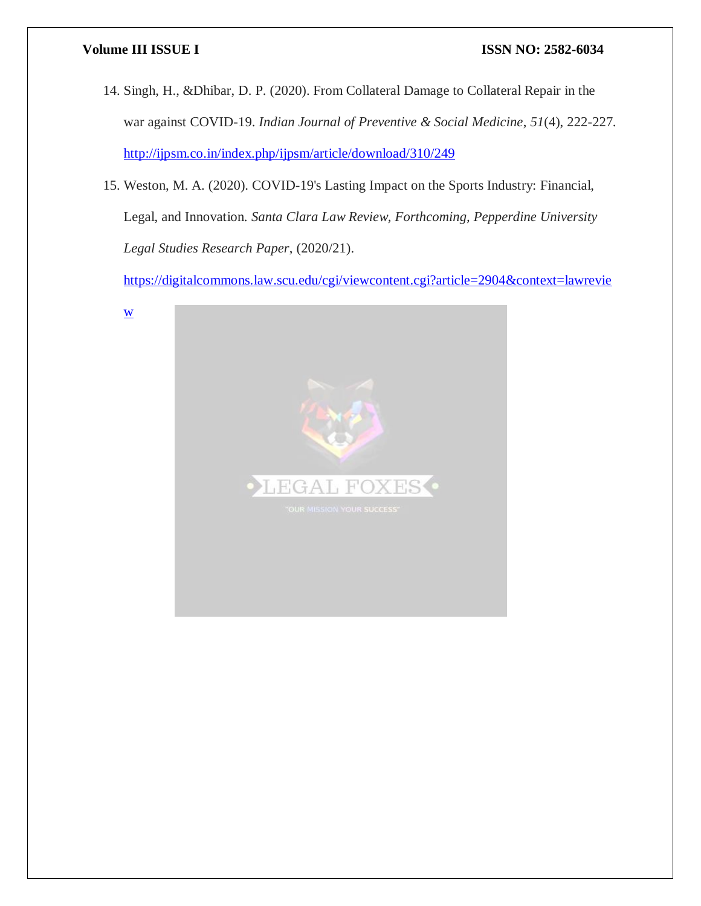14. Singh, H., &Dhibar, D. P. (2020). From Collateral Damage to Collateral Repair in the war against COVID-19. *Indian Journal of Preventive & Social Medicine*, *51*(4), 222-227. http://ijpsm.co.in/index.php/ijpsm/article/download/310/249

15. Weston, M. A. (2020). COVID-19's Lasting Impact on the Sports Industry: Financial, Legal, and Innovation. *Santa Clara Law Review, Forthcoming, Pepperdine University Legal Studies Research Paper*, (2020/21). https://digitalcommons.law.scu.edu/cgi/viewcontent.cgi?article=2904&context=lawreview